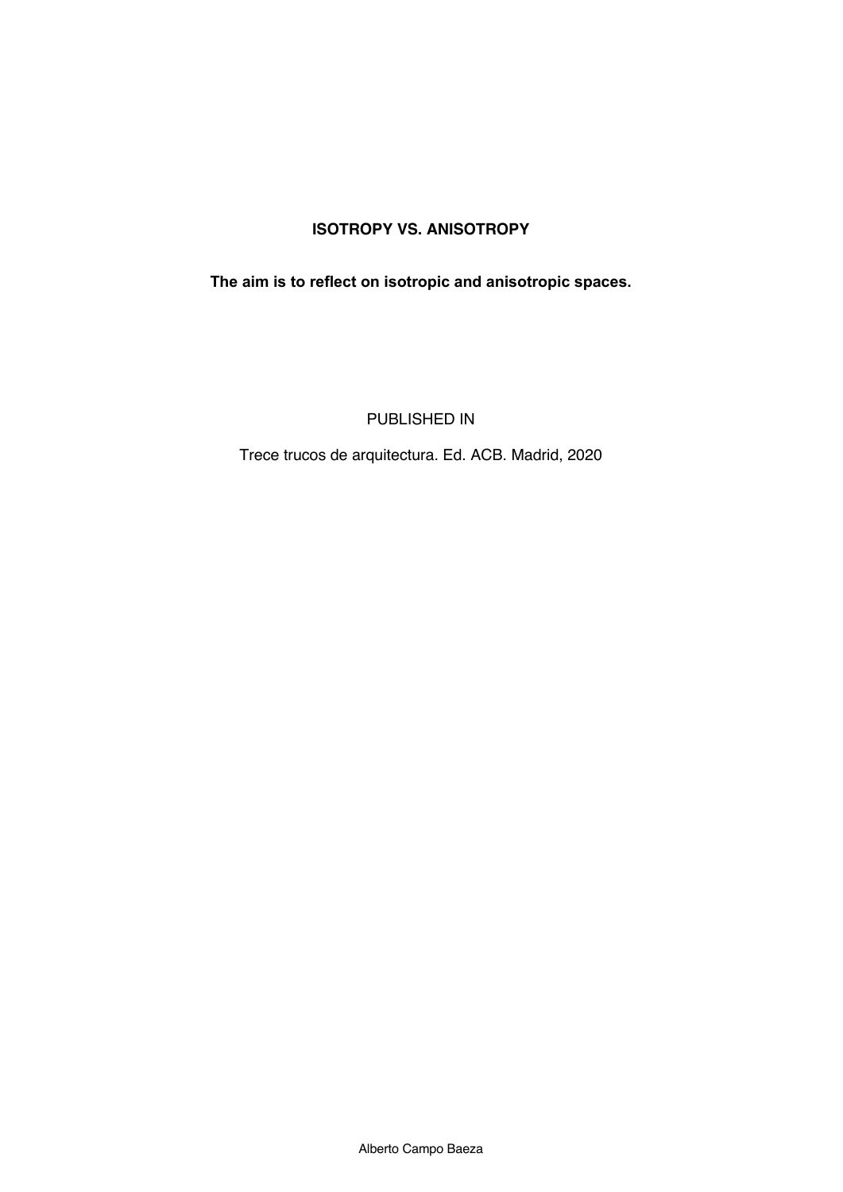# ISOTROPY VS. ANISOTROPY

**The aim is to reflect on isotropic and anisotropic spaces.**

PUBLISHED IN

Trece trucos de arquitectura. Ed. ACB. Madrid, 2020

Alberto Campo Baeza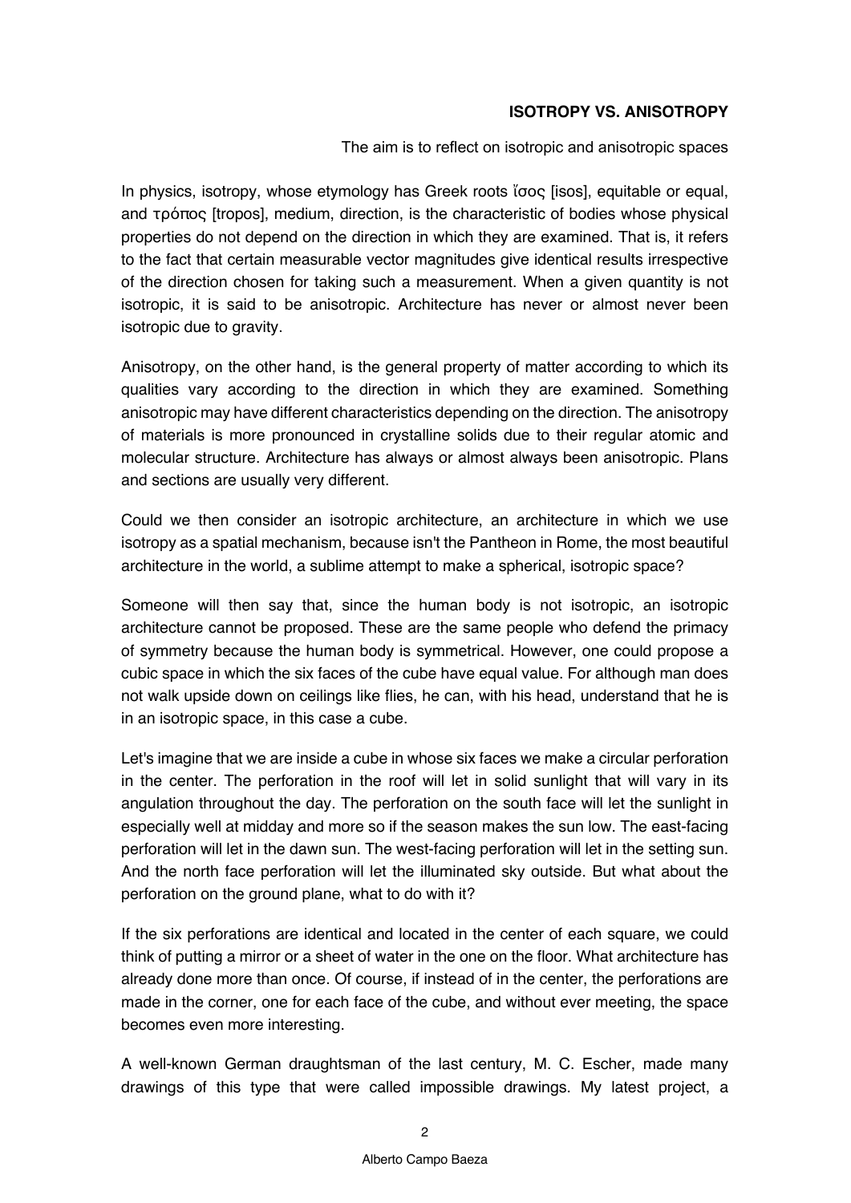**ISOTROPY VS. ANISOTROPY**

The aim is to reflect on isotropic and anisotropic spaces

In physics, isotropy, whose etymology has Greek roots ἴσος [isos], equitable or equal, and τρόπος [tropos], medium, direction, is the characteristic of bodies whose physical properties do not depend on the direction in which they are examined. That is, it refers to the fact that certain measurable vector magnitudes give identical results irrespective of the direction chosen for taking such a measurement. When a given quantity is not isotropic, it is said to be anisotropic. Architecture has never or almost never been isotropic due to gravity.

Anisotropy, on the other hand, is the general property of matter according to which its qualities vary according to the direction in which they are examined. Something anisotropic may have different characteristics depending on the direction. The anisotropy of materials is more pronounced in crystalline solids due to their regular atomic and molecular structure. Architecture has always or almost always been anisotropic. Plans and sections are usually very different.

Could we then consider an isotropic architecture, an architecture in which we use isotropy as a spatial mechanism, because isn't the Pantheon in Rome, the most beautiful architecture in the world, a sublime attempt to make a spherical, isotropic space?

Someone will then say that, since the human body is not isotropic, an isotropic architecture cannot be proposed. These are the same people who defend the primacy of symmetry because the human body is symmetrical. However, one could propose a cubic space in which the six faces of the cube have equal value. For although man does not walk upside down on ceilings like flies, he can, with his head, understand that he is in an isotropic space, in this case a cube.

Let's imagine that we are inside a cube in whose six faces we make a circular perforation in the center. The perforation in the roof will let in solid sunlight that will vary in its angulation throughout the day. The perforation on the south face will let the sunlight in especially well at midday and more so if the season makes the sun low. The east-facing perforation will let in the dawn sun. The west-facing perforation will let in the setting sun. And the north face perforation will let the illuminated sky outside. But what about the perforation on the ground plane, what to do with it?

If the six perforations are identical and located in the center of each square, we could think of putting a mirror or a sheet of water in the one on the floor. What architecture has already done more than once. Of course, if instead of in the center, the perforations are made in the corner, one for each face of the cube, and without ever meeting, the space becomes even more interesting.

A well-known German draughtsman of the last century, M. C. Escher, made many drawings of this type that were called impossible drawings. My latest project, a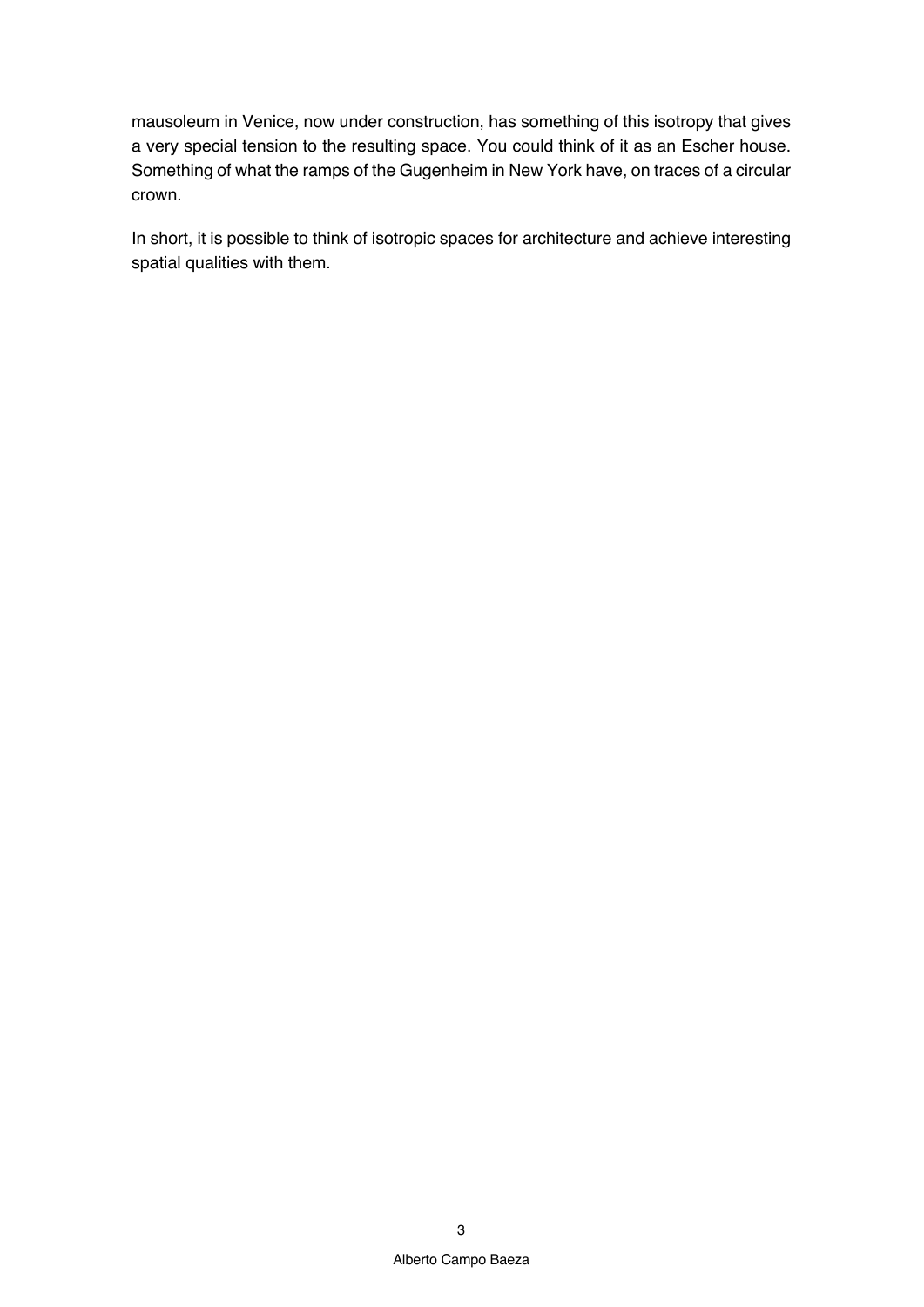mausoleum in Venice, now under construction, has something of this isotropy that gives a very special tension to the resulting space. You could think of it as an Escher house. Something of what the ramps of the Gugenheim in New York have, on traces of a circular crown.

In short, it is possible to think of isotropic spaces for architecture and achieve interesting spatial qualities with them.